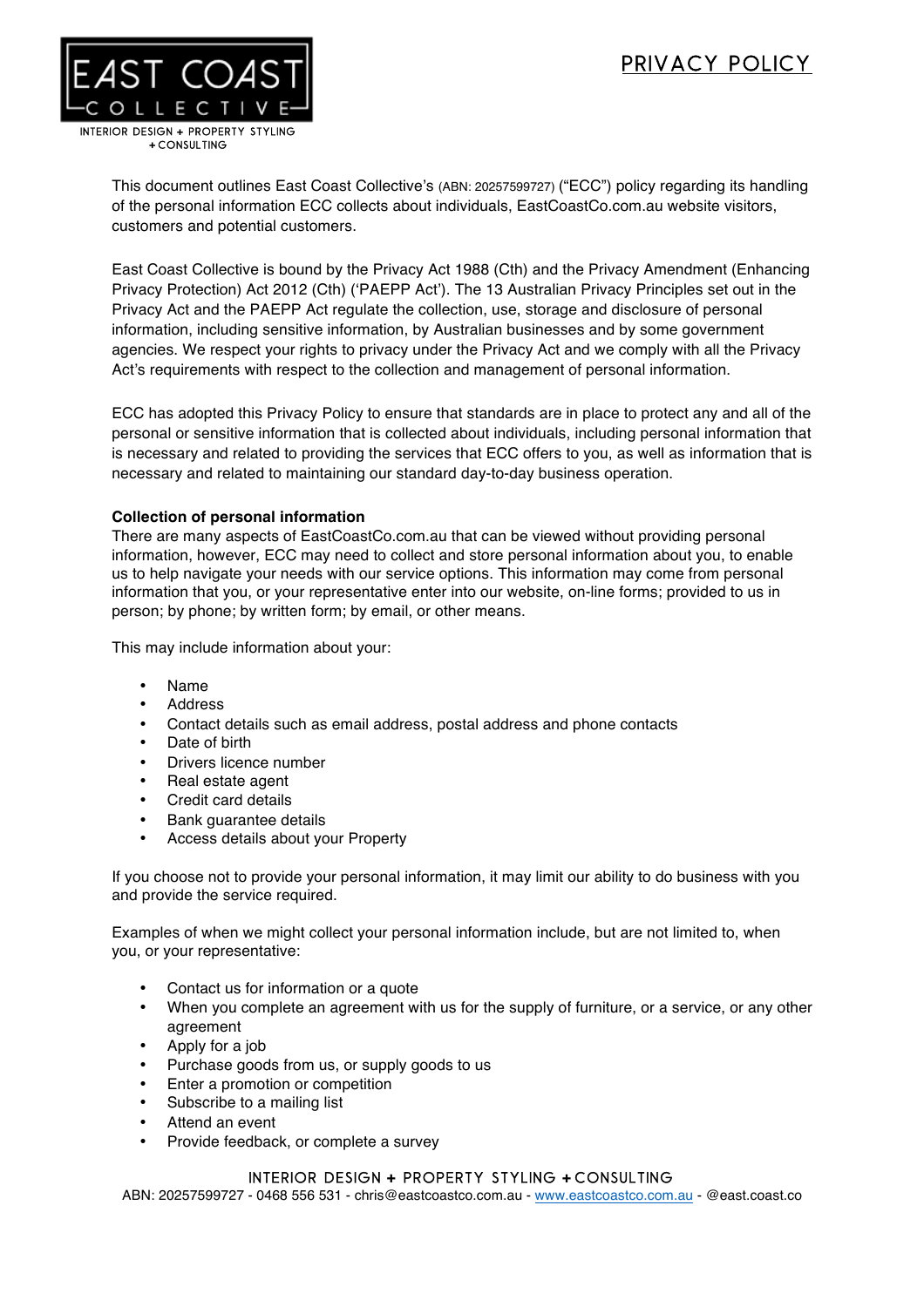# PRIVACY POLICY

This document outlines East Coast Collective's (ABN: 20257599727) ("ECC") policy regarding its handling of the personal information ECC collects about individuals, EastCoastCo.com.au website visitors, customers and potential customers.

East Coast Collective is bound by the Privacy Act 1988 (Cth) and the Privacy Amendment (Enhancing Privacy Protection) Act 2012 (Cth) ('PAEPP Act'). The 13 Australian Privacy Principles set out in the Privacy Act and the PAEPP Act regulate the collection, use, storage and disclosure of personal information, including sensitive information, by Australian businesses and by some government agencies. We respect your rights to privacy under the Privacy Act and we comply with all the Privacy Act's requirements with respect to the collection and management of personal information.

ECC has adopted this Privacy Policy to ensure that standards are in place to protect any and all of the personal or sensitive information that is collected about individuals, including personal information that is necessary and related to providing the services that ECC offers to you, as well as information that is necessary and related to maintaining our standard day-to-day business operation.

**Collection of personal information**

There are many aspects of EastCoastCo.com.au that can be viewed without providing personal information, however, ECC may need to collect and store personal information about you, to enable us to help navigate your needs with our service options. This information may come from personal information that you, or your representative enter into our website, on-line forms; provided to us in person; by phone; by written form; by email, or other means.

This may include information about your:

- Name
- Address
- Contact details such as email address, postal address and phone contacts
- Date of birth
- Drivers licence number
- Real estate agent
- Credit card details
- Bank guarantee details
- Access details about your Property

If you choose not to provide your personal information, it may limit our ability to do business with you and provide the service required.

Examples of when we might collect your personal information include, but are not limited to, when you, or your representative:

- Contact us for information or a quote
- When you complete an agreement with us for the supply of furniture, or a service, or any other agreement
- Apply for a job
- Purchase goods from us, or supply goods to us
- Enter a promotion or competition
- Subscribe to a mailing list
- Attend an event
- Provide feedback, or complete a survey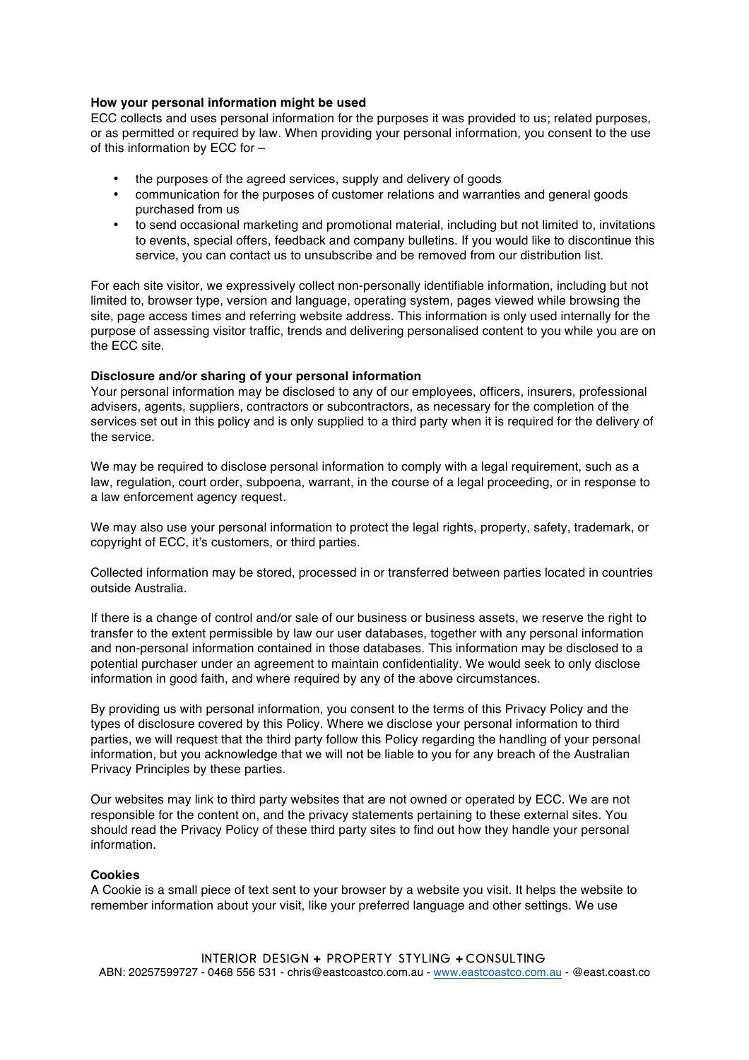**How your personal information might be used**
ECC collects and uses personal information for the purposes it was provided to us; related purposes, or as permitted or required by law. When providing your personal information, you consent to the use of this information by ECC for –

- the purposes of the agreed services, supply and delivery of goods
- communication for the purposes of customer relations and warranties and general goods purchased from us
- to send occasional marketing and promotional material, including but not limited to, invitations to events, special offers, feedback and company bulletins. If you would like to discontinue this service, you can contact us to unsubscribe and be removed from our distribution list.

For each site visitor, we expressively collect non-personally identifiable information, including but not limited to, browser type, version and language, operating system, pages viewed while browsing the site, page access times and referring website address. This information is only used internally for the purpose of assessing visitor traffic, trends and delivering personalised content to you while you are on the ECC site.

**Disclosure and/or sharing of your personal information**
Your personal information may be disclosed to any of our employees, officers, insurers, professional advisers, agents, suppliers, contractors or subcontractors, as necessary for the completion of the services set out in this policy and is only supplied to a third party when it is required for the delivery of the service.

We may be required to disclose personal information to comply with a legal requirement, such as a law, regulation, court order, subpoena, warrant, in the course of a legal proceeding, or in response to a law enforcement agency request.

We may also use your personal information to protect the legal rights, property, safety, trademark, or copyright of ECC, it's customers, or third parties.

Collected information may be stored, processed in or transferred between parties located in countries outside Australia.

If there is a change of control and/or sale of our business or business assets, we reserve the right to transfer to the extent permissible by law our user databases, together with any personal information and non-personal information contained in those databases. This information may be disclosed to a potential purchaser under an agreement to maintain confidentiality. We would seek to only disclose information in good faith, and where required by any of the above circumstances.

By providing us with personal information, you consent to the terms of this Privacy Policy and the types of disclosure covered by this Policy. Where we disclose your personal information to third parties, we will request that the third party follow this Policy regarding the handling of your personal information, but you acknowledge that we will not be liable to you for any breach of the Australian Privacy Principles by these parties.

Our websites may link to third party websites that are not owned or operated by ECC. We are not responsible for the content on, and the privacy statements pertaining to these external sites. You should read the Privacy Policy of these third party sites to find out how they handle your personal information.

**Cookies**
A Cookie is a small piece of text sent to your browser by a website you visit. It helps the website to remember information about your visit, like your preferred language and other settings. We use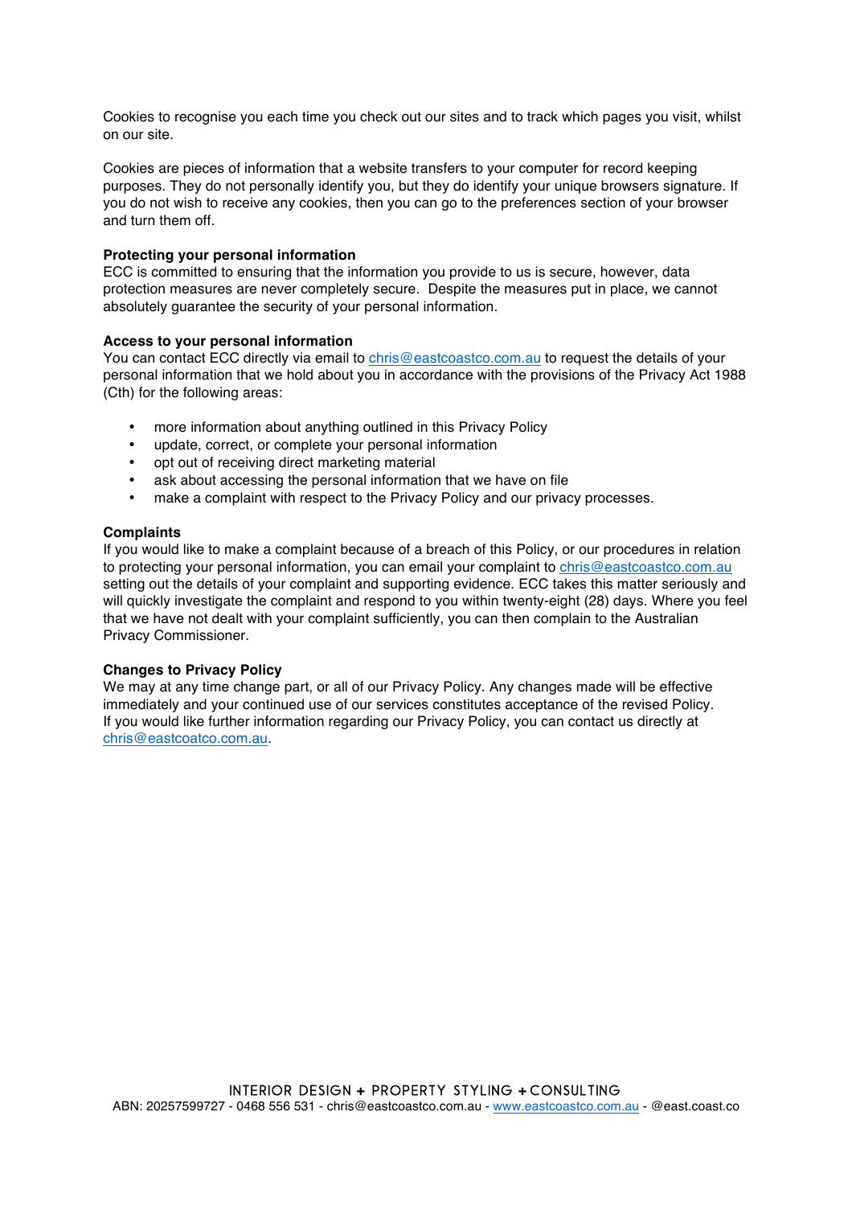Cookies to recognise you each time you check out our sites and to track which pages you visit, whilst on our site.

Cookies are pieces of information that a website transfers to your computer for record keeping purposes. They do not personally identify you, but they do identify your unique browsers signature. If you do not wish to receive any cookies, then you can go to the preferences section of your browser and turn them off.

**Protecting your personal information**
ECC is committed to ensuring that the information you provide to us is secure, however, data protection measures are never completely secure. Despite the measures put in place, we cannot absolutely guarantee the security of your personal information.

**Access to your personal information**
You can contact ECC directly via email to chris@eastcoastco.com.au to request the details of your personal information that we hold about you in accordance with the provisions of the Privacy Act 1988 (Cth) for the following areas:

- more information about anything outlined in this Privacy Policy
- update, correct, or complete your personal information
- opt out of receiving direct marketing material
- ask about accessing the personal information that we have on file
- make a complaint with respect to the Privacy Policy and our privacy processes.

**Complaints**
If you would like to make a complaint because of a breach of this Policy, or our procedures in relation to protecting your personal information, you can email your complaint to chris@eastcoastco.com.au setting out the details of your complaint and supporting evidence. ECC takes this matter seriously and will quickly investigate the complaint and respond to you within twenty-eight (28) days. Where you feel that we have not dealt with your complaint sufficiently, you can then complain to the Australian Privacy Commissioner.

**Changes to Privacy Policy**
We may at any time change part, or all of our Privacy Policy. Any changes made will be effective immediately and your continued use of our services constitutes acceptance of the revised Policy.
If you would like further information regarding our Privacy Policy, you can contact us directly at chris@eastcoatco.com.au.